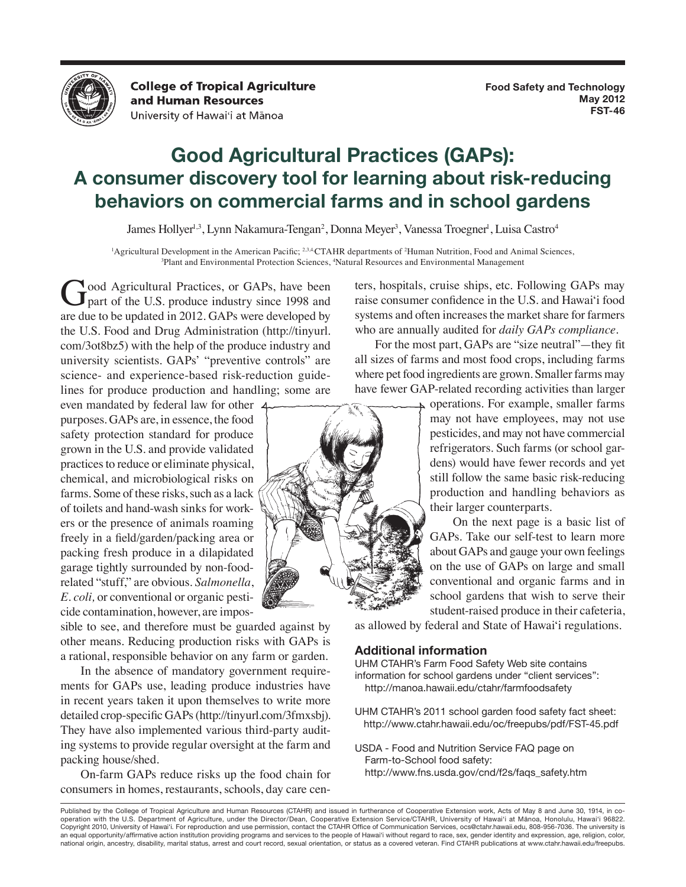College of Tropical Agriculture and Human Resources
University of Hawai'i at Mānoa

Food Safety and Technology
May 2012
FST-46

# Good Agricultural Practices (GAPs): A consumer discovery tool for learning about risk-reducing behaviors on commercial farms and in school gardens

James Hollyer[1,3], Lynn Nakamura-Tengan[2], Donna Meyer[3], Vanessa Troegner[1], Luisa Castro[4]

[1]Agricultural Development in the American Pacific; [2,3,4]CTAHR departments of [2]Human Nutrition, Food and Animal Sciences, [3]Plant and Environmental Protection Sciences, [4]Natural Resources and Environmental Management

Good Agricultural Practices, or GAPs, have been part of the U.S. produce industry since 1998 and are due to be updated in 2012. GAPs were developed by the U.S. Food and Drug Administration (http://tinyurl.com/3ot8bz5) with the help of the produce industry and university scientists. GAPs' "preventive controls" are science- and experience-based risk-reduction guidelines for produce production and handling; some are even mandated by federal law for other purposes. GAPs are, in essence, the food safety protection standard for produce grown in the U.S. and provide validated practices to reduce or eliminate physical, chemical, and microbiological risks on farms. Some of these risks, such as a lack of toilets and hand-wash sinks for workers or the presence of animals roaming freely in a field/garden/packing area or packing fresh produce in a dilapidated garage tightly surrounded by non-food-related "stuff," are obvious. *Salmonella*, *E. coli,* or conventional or organic pesticide contamination, however, are impossible to see, and therefore must be guarded against by other means. Reducing production risks with GAPs is a rational, responsible behavior on any farm or garden.

In the absence of mandatory government requirements for GAPs use, leading produce industries have in recent years taken it upon themselves to write more detailed crop-specific GAPs (http://tinyurl.com/3fmxsbj). They have also implemented various third-party auditing systems to provide regular oversight at the farm and packing house/shed.

On-farm GAPs reduce risks up the food chain for consumers in homes, restaurants, schools, day care centers, hospitals, cruise ships, etc. Following GAPs may raise consumer confidence in the U.S. and Hawai'i food systems and often increases the market share for farmers who are annually audited for *daily GAPs compliance*.

For the most part, GAPs are "size neutral"—they fit all sizes of farms and most food crops, including farms where pet food ingredients are grown. Smaller farms may have fewer GAP-related recording activities than larger operations. For example, smaller farms may not have employees, may not use pesticides, and may not have commercial refrigerators. Such farms (or school gardens) would have fewer records and yet still follow the same basic risk-reducing production and handling behaviors as their larger counterparts.

On the next page is a basic list of GAPs. Take our self-test to learn more about GAPs and gauge your own feelings on the use of GAPs on large and small conventional and organic farms and in school gardens that wish to serve their student-raised produce in their cafeteria, as allowed by federal and State of Hawai'i regulations.

### Additional information

UHM CTAHR's Farm Food Safety Web site contains information for school gardens under "client services": http://manoa.hawaii.edu/ctahr/farmfoodsafety

UHM CTAHR's 2011 school garden food safety fact sheet: http://www.ctahr.hawaii.edu/oc/freepubs/pdf/FST-45.pdf

USDA - Food and Nutrition Service FAQ page on Farm-to-School food safety: http://www.fns.usda.gov/cnd/f2s/faqs_safety.htm

Published by the College of Tropical Agriculture and Human Resources (CTAHR) and issued in furtherance of Cooperative Extension work, Acts of May 8 and June 30, 1914, in cooperation with the U.S. Department of Agriculture, under the Director/Dean, Cooperative Extension Service/CTAHR, University of Hawai'i at Mānoa, Honolulu, Hawai'i 96822. Copyright 2010, University of Hawai'i. For reproduction and use permission, contact the CTAHR Office of Communication Services, ocs@ctahr.hawaii.edu, 808-956-7036. The university is an equal opportunity/affirmative action institution providing programs and services to the people of Hawai'i without regard to race, sex, gender identity and expression, age, religion, color, national origin, ancestry, disability, marital status, arrest and court record, sexual orientation, or status as a covered veteran. Find CTAHR publications at www.ctahr.hawaii.edu/freepubs.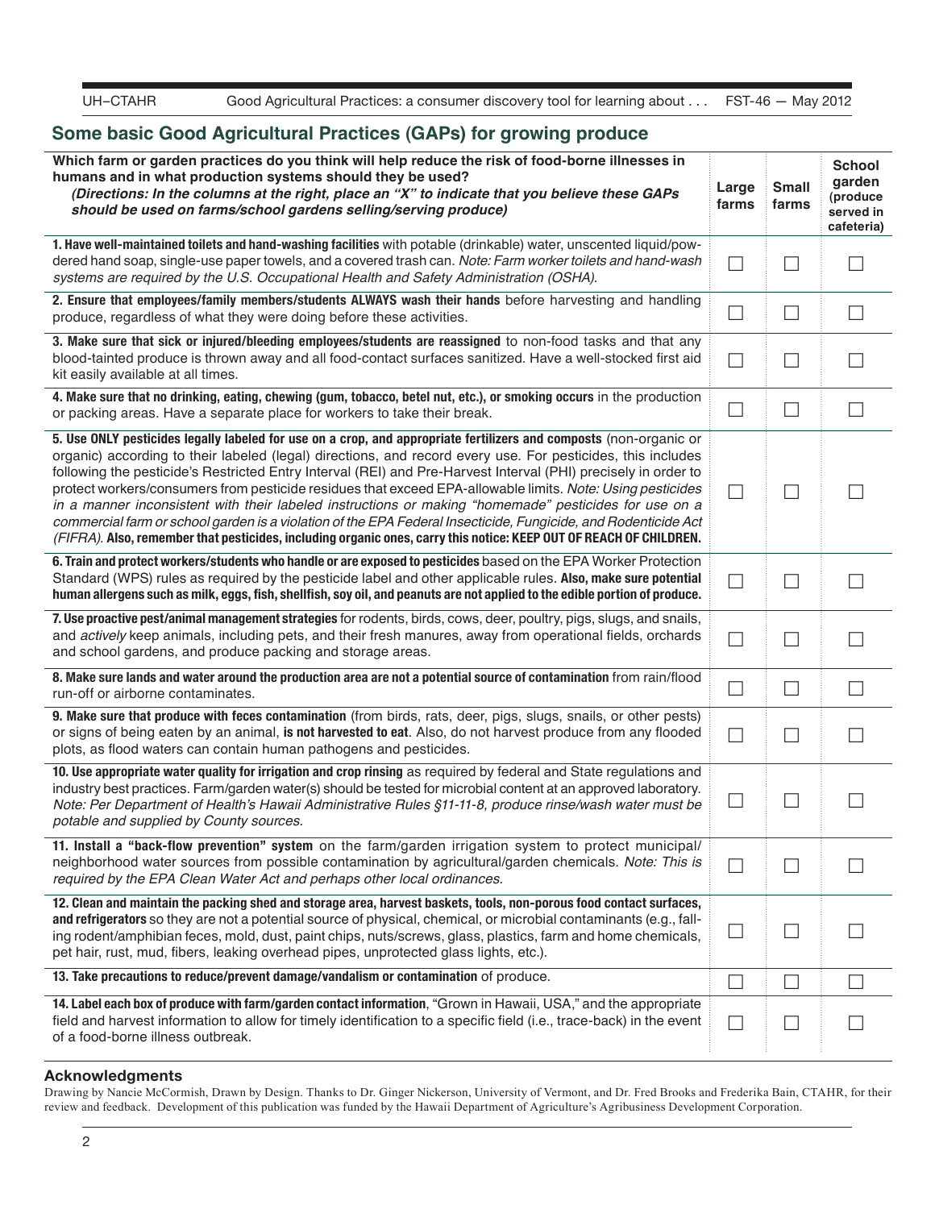## Some basic Good Agricultural Practices (GAPs) for growing produce

| **Which farm or garden practices do you think will help reduce the risk of food-borne illnesses in humans and in what production systems should they be used?** ***(Directions: In the columns at the right, place an "X" to indicate that you believe these GAPs should be used on farms/school gardens selling/serving produce)*** | **Large farms** | **Small farms** | **School garden (produce served in cafeteria)** |
|---|---|---|---|
| **1. Have well-maintained toilets and hand-washing facilities** with potable (drinkable) water, unscented liquid/powdered hand soap, single-use paper towels, and a covered trash can. *Note: Farm worker toilets and hand-wash systems are required by the U.S. Occupational Health and Safety Administration (OSHA).* | ☐ | ☐ | ☐ |
| **2. Ensure that employees/family members/students ALWAYS wash their hands** before harvesting and handling produce, regardless of what they were doing before these activities. | ☐ | ☐ | ☐ |
| **3. Make sure that sick or injured/bleeding employees/students are reassigned** to non-food tasks and that any blood-tainted produce is thrown away and all food-contact surfaces sanitized. Have a well-stocked first aid kit easily available at all times. | ☐ | ☐ | ☐ |
| **4. Make sure that no drinking, eating, chewing (gum, tobacco, betel nut, etc.), or smoking occurs** in the production or packing areas. Have a separate place for workers to take their break. | ☐ | ☐ | ☐ |
| **5. Use ONLY pesticides legally labeled for use on a crop, and appropriate fertilizers and composts** (non-organic or organic) according to their labeled (legal) directions, and record every use. For pesticides, this includes following the pesticide's Restricted Entry Interval (REI) and Pre-Harvest Interval (PHI) precisely in order to protect workers/consumers from pesticide residues that exceed EPA-allowable limits. *Note: Using pesticides in a manner inconsistent with their labeled instructions or making "homemade" pesticides for use on a commercial farm or school garden is a violation of the EPA Federal Insecticide, Fungicide, and Rodenticide Act (FIFRA).* **Also, remember that pesticides, including organic ones, carry this notice: KEEP OUT OF REACH OF CHILDREN.** | ☐ | ☐ | ☐ |
| **6. Train and protect workers/students who handle or are exposed to pesticides** based on the EPA Worker Protection Standard (WPS) rules as required by the pesticide label and other applicable rules. **Also, make sure potential human allergens such as milk, eggs, fish, shellfish, soy oil, and peanuts are not applied to the edible portion of produce.** | ☐ | ☐ | ☐ |
| **7. Use proactive pest/animal management strategies** for rodents, birds, cows, deer, poultry, pigs, slugs, and snails, and *actively* keep animals, including pets, and their fresh manures, away from operational fields, orchards and school gardens, and produce packing and storage areas. | ☐ | ☐ | ☐ |
| **8. Make sure lands and water around the production area are not a potential source of contamination** from rain/flood run-off or airborne contaminates. | ☐ | ☐ | ☐ |
| **9. Make sure that produce with feces contamination** (from birds, rats, deer, pigs, slugs, snails, or other pests) or signs of being eaten by an animal, **is not harvested to eat**. Also, do not harvest produce from any flooded plots, as flood waters can contain human pathogens and pesticides. | ☐ | ☐ | ☐ |
| **10. Use appropriate water quality for irrigation and crop rinsing** as required by federal and State regulations and industry best practices. Farm/garden water(s) should be tested for microbial content at an approved laboratory. *Note: Per Department of Health's Hawaii Administrative Rules §11-11-8, produce rinse/wash water must be potable and supplied by County sources.* | ☐ | ☐ | ☐ |
| **11. Install a "back-flow prevention" system** on the farm/garden irrigation system to protect municipal/neighborhood water sources from possible contamination by agricultural/garden chemicals. *Note: This is required by the EPA Clean Water Act and perhaps other local ordinances.* | ☐ | ☐ | ☐ |
| **12. Clean and maintain the packing shed and storage area, harvest baskets, tools, non-porous food contact surfaces, and refrigerators** so they are not a potential source of physical, chemical, or microbial contaminants (e.g., falling rodent/amphibian feces, mold, dust, paint chips, nuts/screws, glass, plastics, farm and home chemicals, pet hair, rust, mud, fibers, leaking overhead pipes, unprotected glass lights, etc.). | ☐ | ☐ | ☐ |
| **13. Take precautions to reduce/prevent damage/vandalism or contamination** of produce. | ☐ | ☐ | ☐ |
| **14. Label each box of produce with farm/garden contact information**, "Grown in Hawaii, USA," and the appropriate field and harvest information to allow for timely identification to a specific field (i.e., trace-back) in the event of a food-borne illness outbreak. | ☐ | ☐ | ☐ |

### Acknowledgments

Drawing by Nancie McCormish, Drawn by Design. Thanks to Dr. Ginger Nickerson, University of Vermont, and Dr. Fred Brooks and Frederika Bain, CTAHR, for their review and feedback. Development of this publication was funded by the Hawaii Department of Agriculture's Agribusiness Development Corporation.